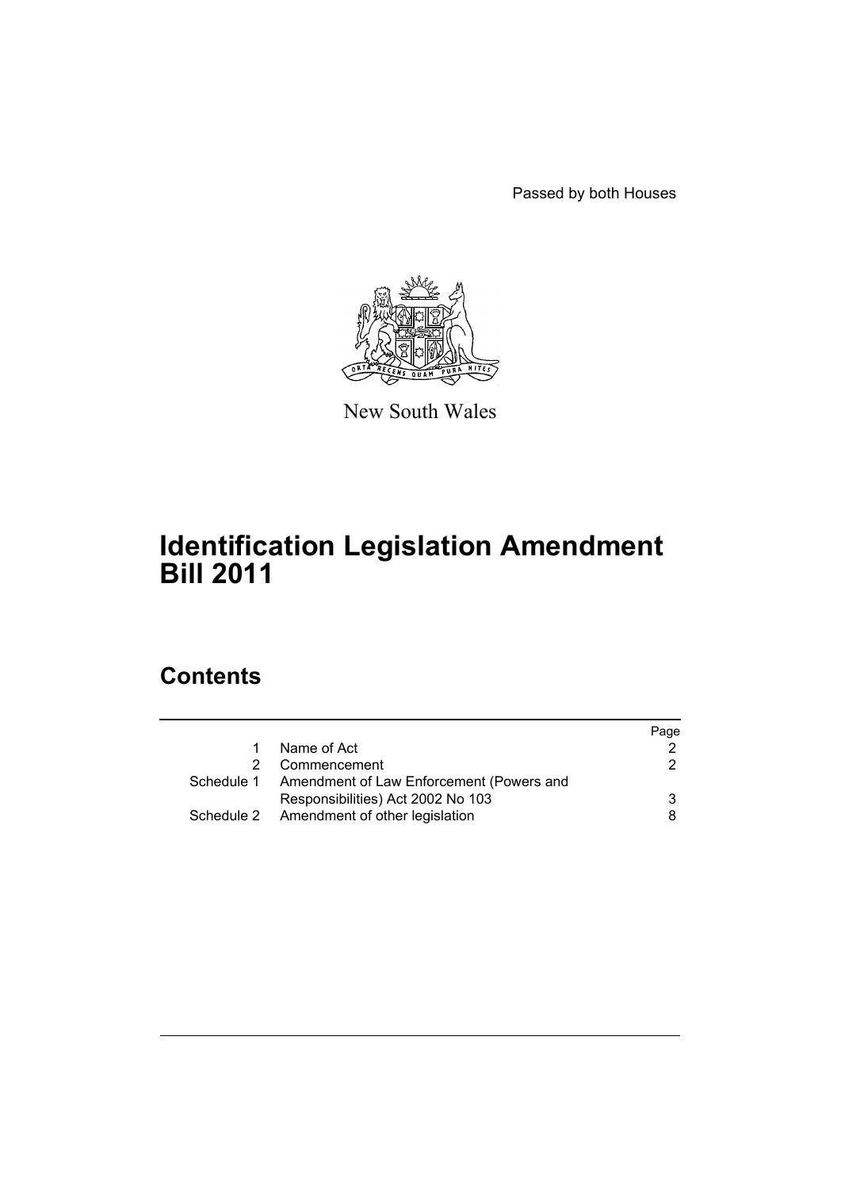Passed by both Houses

New South Wales

# Identification Legislation Amendment Bill 2011

## Contents

| | | Page |
|---|---|---|
| 1 | Name of Act | 2 |
| 2 | Commencement | 2 |
| Schedule 1 | Amendment of Law Enforcement (Powers and Responsibilities) Act 2002 No 103 | 3 |
| Schedule 2 | Amendment of other legislation | 8 |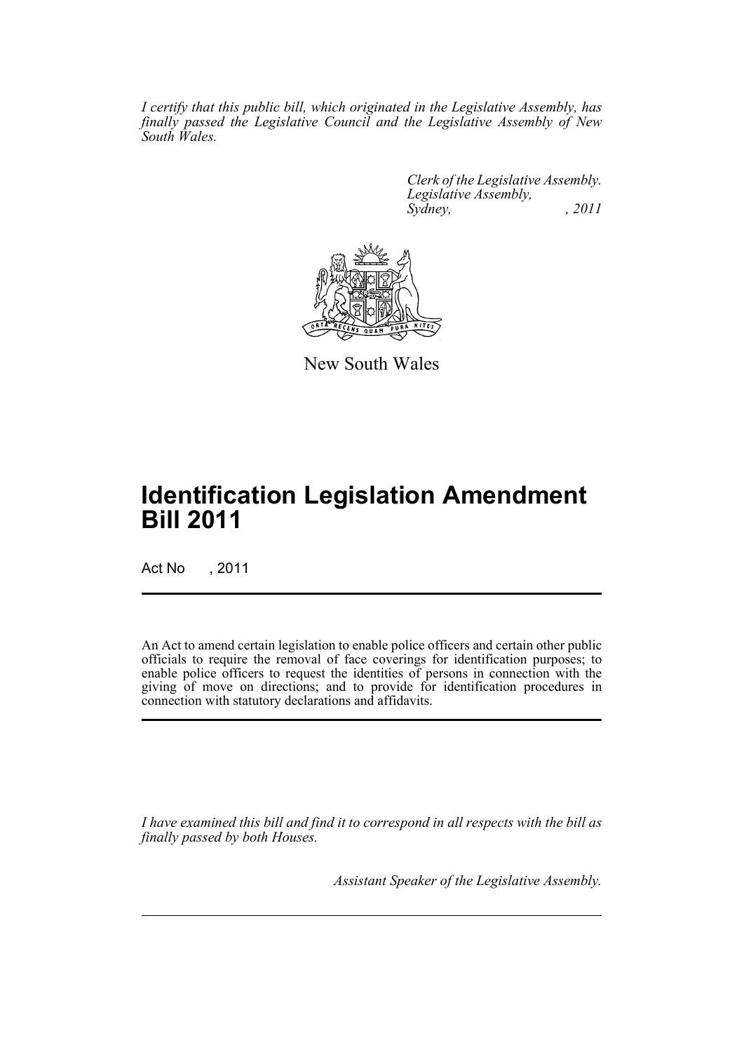*I certify that this public bill, which originated in the Legislative Assembly, has finally passed the Legislative Council and the Legislative Assembly of New South Wales.*

*Clerk of the Legislative Assembly.*
*Legislative Assembly,*
*Sydney, , 2011*

New South Wales

# Identification Legislation Amendment Bill 2011

Act No , 2011

An Act to amend certain legislation to enable police officers and certain other public officials to require the removal of face coverings for identification purposes; to enable police officers to request the identities of persons in connection with the giving of move on directions; and to provide for identification procedures in connection with statutory declarations and affidavits.

*I have examined this bill and find it to correspond in all respects with the bill as finally passed by both Houses.*

*Assistant Speaker of the Legislative Assembly.*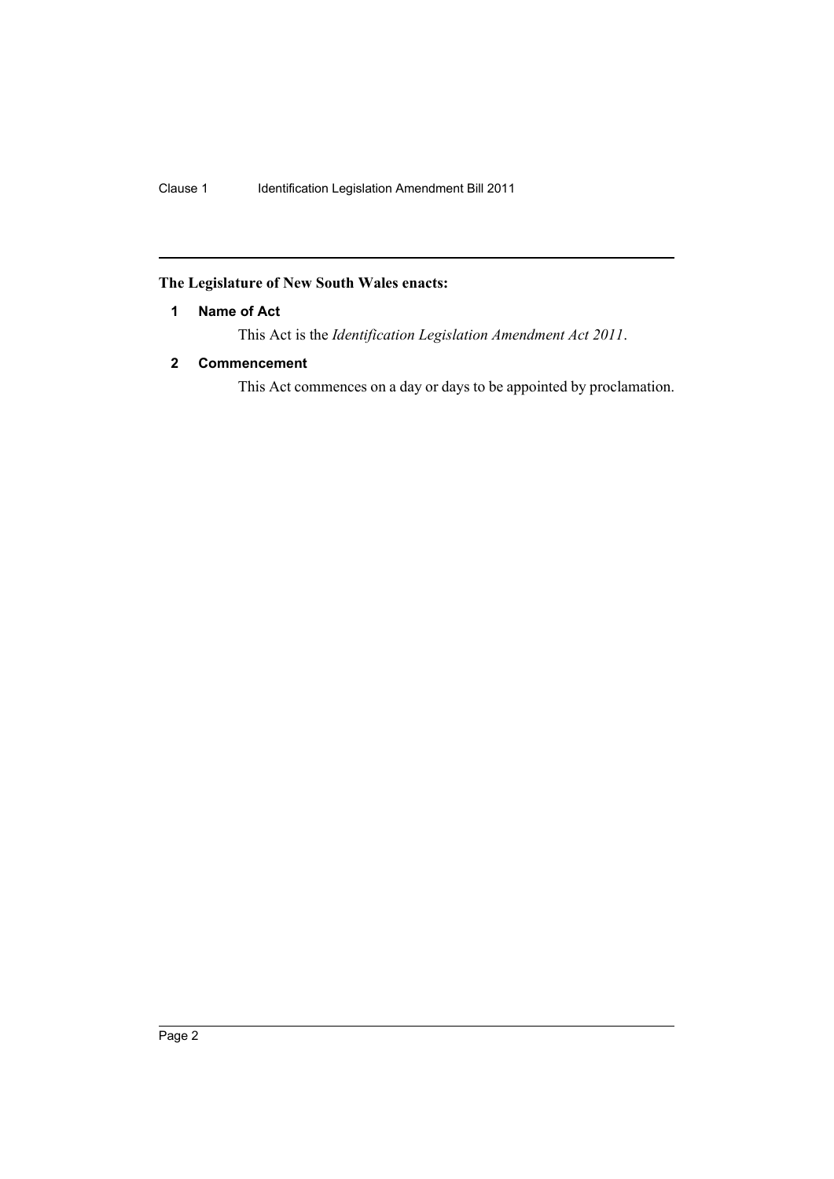**The Legislature of New South Wales enacts:**

### 1 Name of Act

This Act is the *Identification Legislation Amendment Act 2011*.

### 2 Commencement

This Act commences on a day or days to be appointed by proclamation.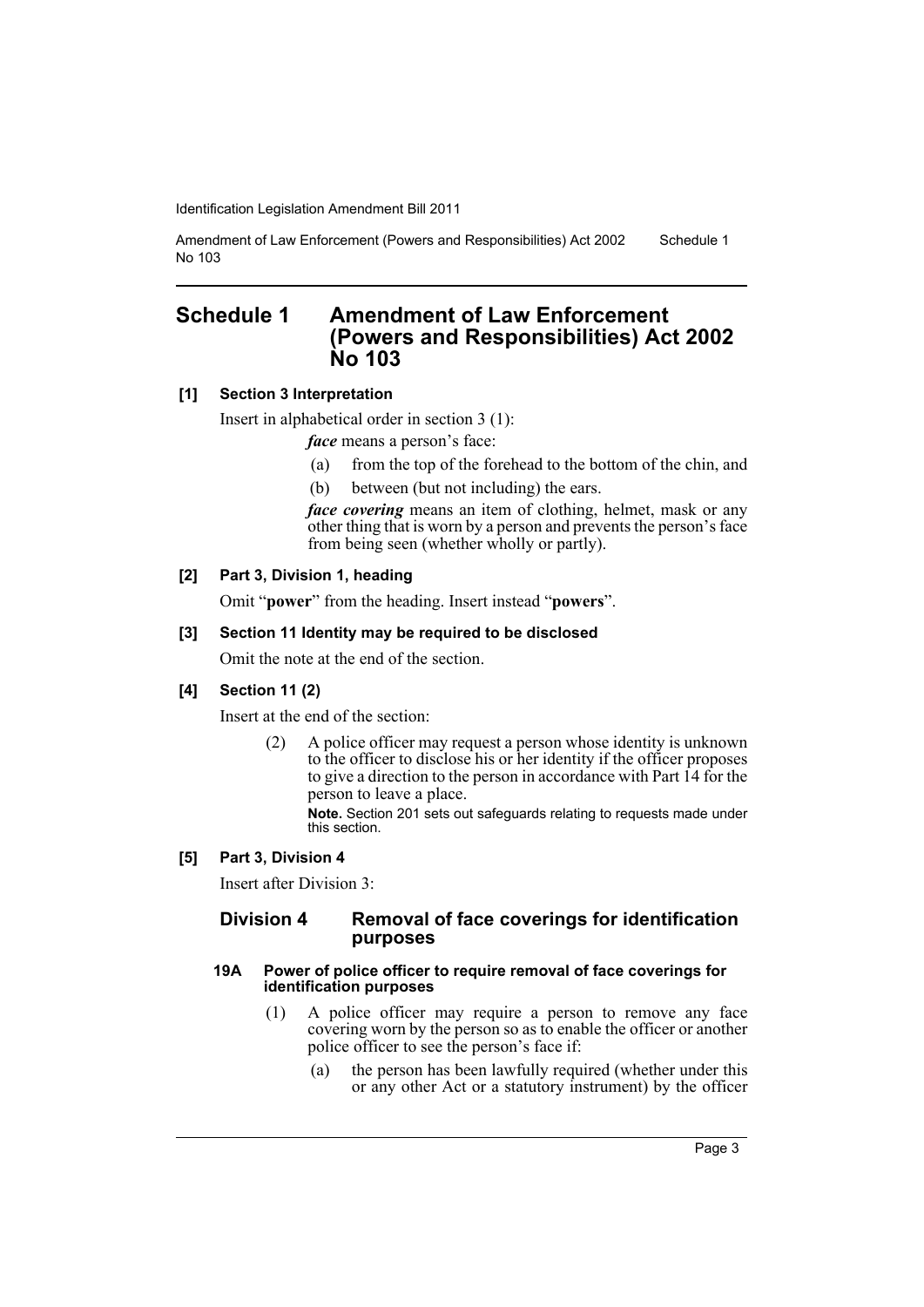# Schedule 1 Amendment of Law Enforcement (Powers and Responsibilities) Act 2002 No 103

**[1] Section 3 Interpretation**

Insert in alphabetical order in section 3 (1):

> ***face*** means a person's face:
>
> (a) from the top of the forehead to the bottom of the chin, and
>
> (b) between (but not including) the ears.
>
> ***face covering*** means an item of clothing, helmet, mask or any other thing that is worn by a person and prevents the person's face from being seen (whether wholly or partly).

**[2] Part 3, Division 1, heading**

Omit "**power**" from the heading. Insert instead "**powers**".

**[3] Section 11 Identity may be required to be disclosed**

Omit the note at the end of the section.

**[4] Section 11 (2)**

Insert at the end of the section:

> (2) A police officer may request a person whose identity is unknown to the officer to disclose his or her identity if the officer proposes to give a direction to the person in accordance with Part 14 for the person to leave a place.
>
> **Note.** Section 201 sets out safeguards relating to requests made under this section.

**[5] Part 3, Division 4**

Insert after Division 3:

## Division 4 Removal of face coverings for identification purposes

### 19A Power of police officer to require removal of face coverings for identification purposes

(1) A police officer may require a person to remove any face covering worn by the person so as to enable the officer or another police officer to see the person's face if:

(a) the person has been lawfully required (whether under this or any other Act or a statutory instrument) by the officer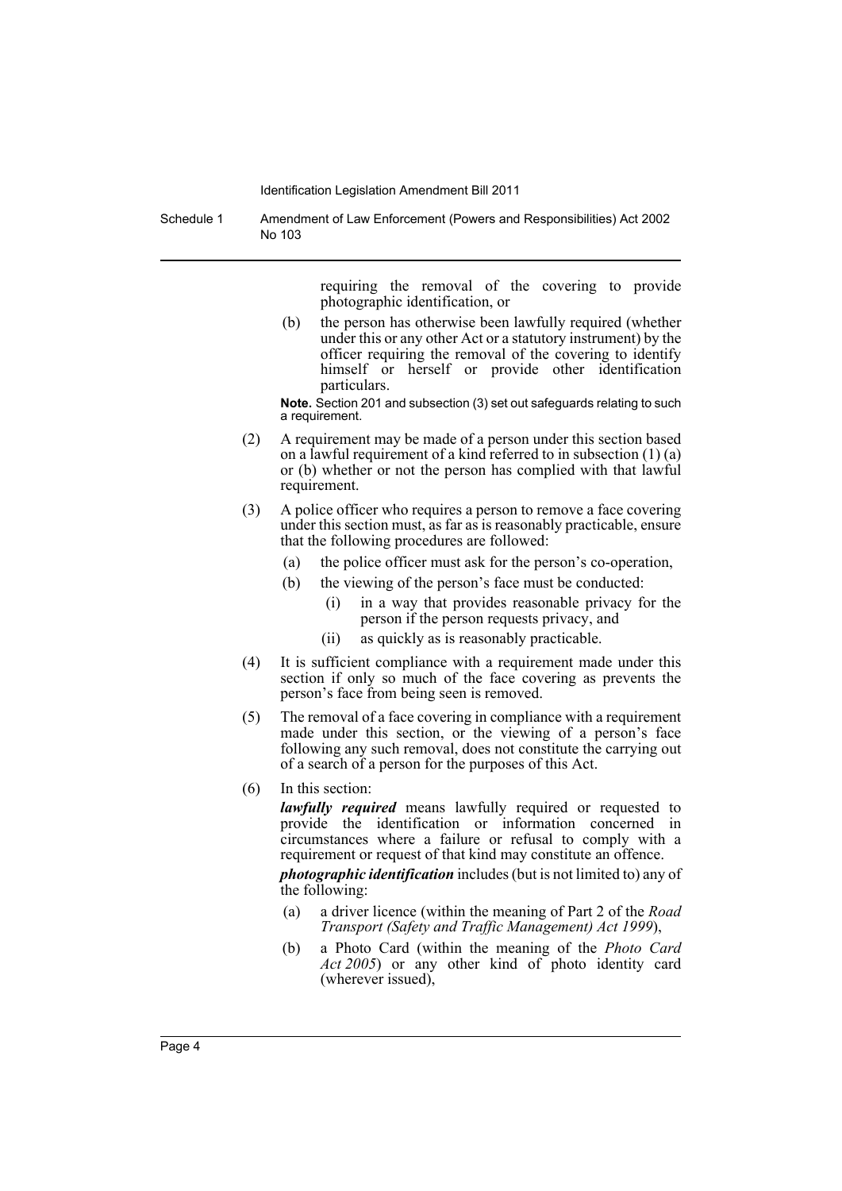requiring the removal of the covering to provide photographic identification, or

(b) the person has otherwise been lawfully required (whether under this or any other Act or a statutory instrument) by the officer requiring the removal of the covering to identify himself or herself or provide other identification particulars.

**Note.** Section 201 and subsection (3) set out safeguards relating to such a requirement.

(2) A requirement may be made of a person under this section based on a lawful requirement of a kind referred to in subsection (1) (a) or (b) whether or not the person has complied with that lawful requirement.

(3) A police officer who requires a person to remove a face covering under this section must, as far as is reasonably practicable, ensure that the following procedures are followed:

(a) the police officer must ask for the person's co-operation,

(b) the viewing of the person's face must be conducted:

(i) in a way that provides reasonable privacy for the person if the person requests privacy, and

(ii) as quickly as is reasonably practicable.

(4) It is sufficient compliance with a requirement made under this section if only so much of the face covering as prevents the person's face from being seen is removed.

(5) The removal of a face covering in compliance with a requirement made under this section, or the viewing of a person's face following any such removal, does not constitute the carrying out of a search of a person for the purposes of this Act.

(6) In this section:

***lawfully required*** means lawfully required or requested to provide the identification or information concerned in circumstances where a failure or refusal to comply with a requirement or request of that kind may constitute an offence.

***photographic identification*** includes (but is not limited to) any of the following:

(a) a driver licence (within the meaning of Part 2 of the *Road Transport (Safety and Traffic Management) Act 1999*),

(b) a Photo Card (within the meaning of the *Photo Card Act 2005*) or any other kind of photo identity card (wherever issued),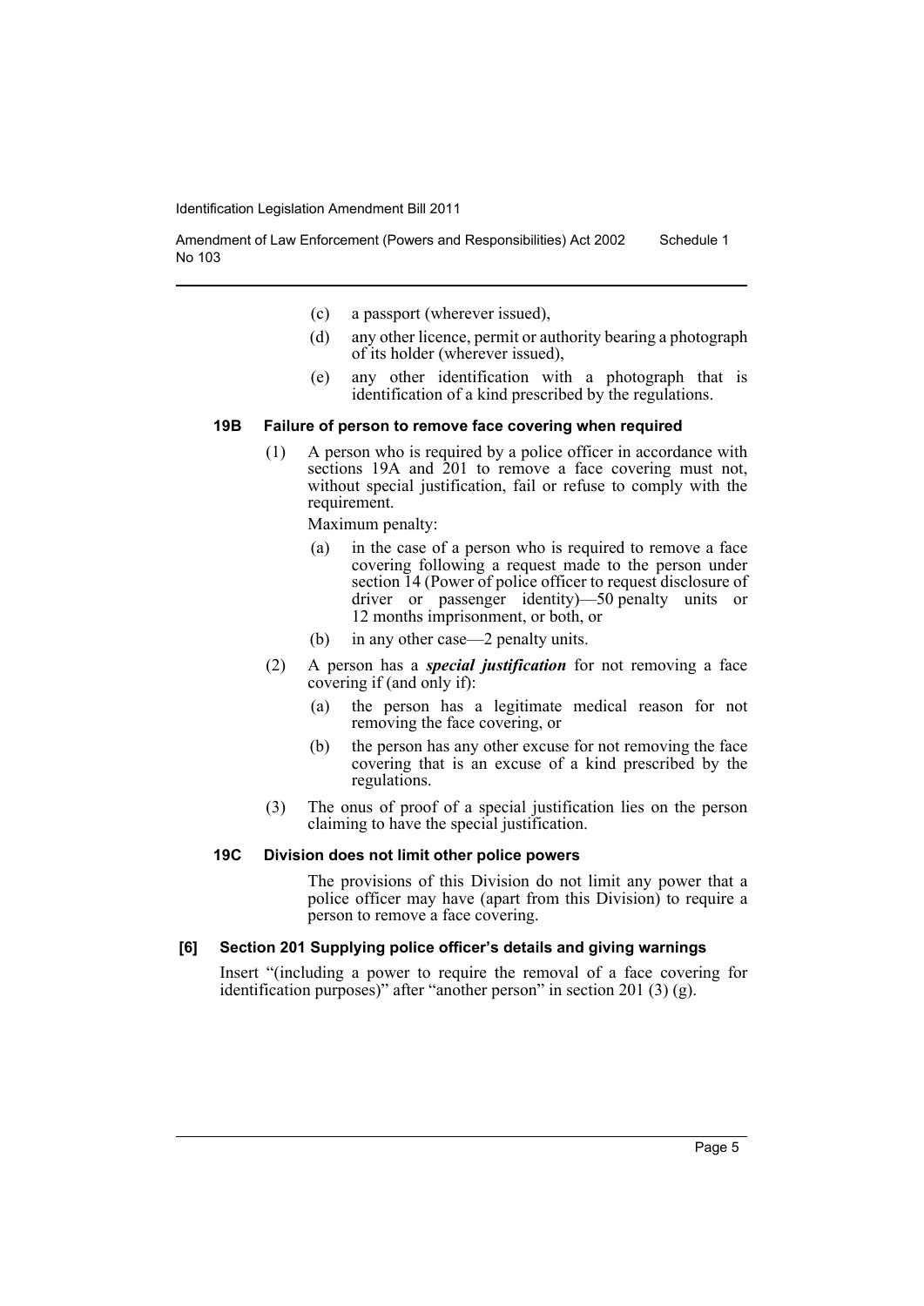(c) a passport (wherever issued),

(d) any other licence, permit or authority bearing a photograph of its holder (wherever issued),

(e) any other identification with a photograph that is identification of a kind prescribed by the regulations.

#### 19B Failure of person to remove face covering when required

(1) A person who is required by a police officer in accordance with sections 19A and 201 to remove a face covering must not, without special justification, fail or refuse to comply with the requirement.

Maximum penalty:

(a) in the case of a person who is required to remove a face covering following a request made to the person under section 14 (Power of police officer to request disclosure of driver or passenger identity)—50 penalty units or 12 months imprisonment, or both, or

(b) in any other case—2 penalty units.

(2) A person has a ***special justification*** for not removing a face covering if (and only if):

(a) the person has a legitimate medical reason for not removing the face covering, or

(b) the person has any other excuse for not removing the face covering that is an excuse of a kind prescribed by the regulations.

(3) The onus of proof of a special justification lies on the person claiming to have the special justification.

#### 19C Division does not limit other police powers

The provisions of this Division do not limit any power that a police officer may have (apart from this Division) to require a person to remove a face covering.

### [6] Section 201 Supplying police officer's details and giving warnings

Insert "(including a power to require the removal of a face covering for identification purposes)" after "another person" in section 201 (3) (g).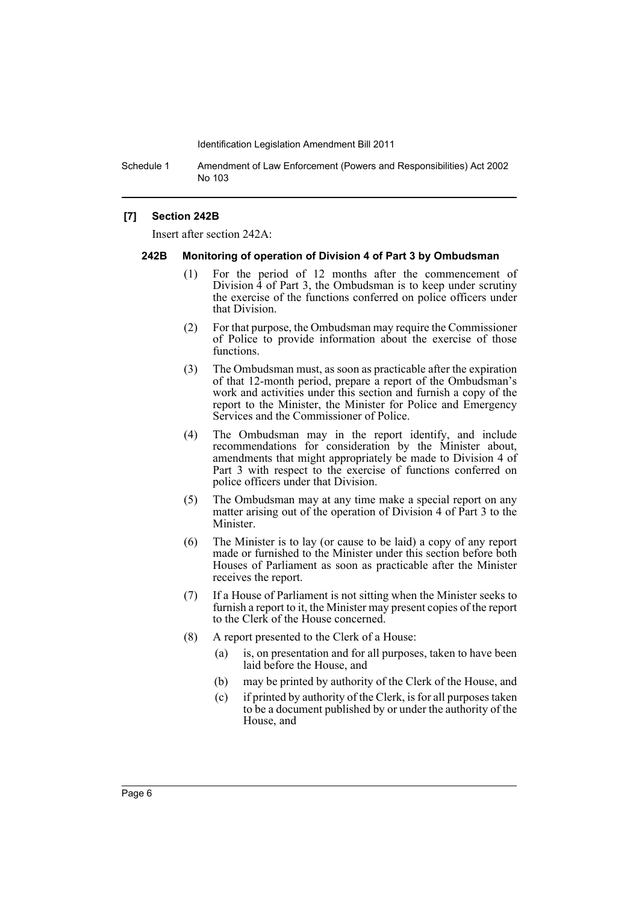**[7] Section 242B**

Insert after section 242A:

**242B Monitoring of operation of Division 4 of Part 3 by Ombudsman**

(1) For the period of 12 months after the commencement of Division 4 of Part 3, the Ombudsman is to keep under scrutiny the exercise of the functions conferred on police officers under that Division.

(2) For that purpose, the Ombudsman may require the Commissioner of Police to provide information about the exercise of those functions.

(3) The Ombudsman must, as soon as practicable after the expiration of that 12-month period, prepare a report of the Ombudsman's work and activities under this section and furnish a copy of the report to the Minister, the Minister for Police and Emergency Services and the Commissioner of Police.

(4) The Ombudsman may in the report identify, and include recommendations for consideration by the Minister about, amendments that might appropriately be made to Division 4 of Part 3 with respect to the exercise of functions conferred on police officers under that Division.

(5) The Ombudsman may at any time make a special report on any matter arising out of the operation of Division 4 of Part 3 to the Minister.

(6) The Minister is to lay (or cause to be laid) a copy of any report made or furnished to the Minister under this section before both Houses of Parliament as soon as practicable after the Minister receives the report.

(7) If a House of Parliament is not sitting when the Minister seeks to furnish a report to it, the Minister may present copies of the report to the Clerk of the House concerned.

(8) A report presented to the Clerk of a House:

(a) is, on presentation and for all purposes, taken to have been laid before the House, and

(b) may be printed by authority of the Clerk of the House, and

(c) if printed by authority of the Clerk, is for all purposes taken to be a document published by or under the authority of the House, and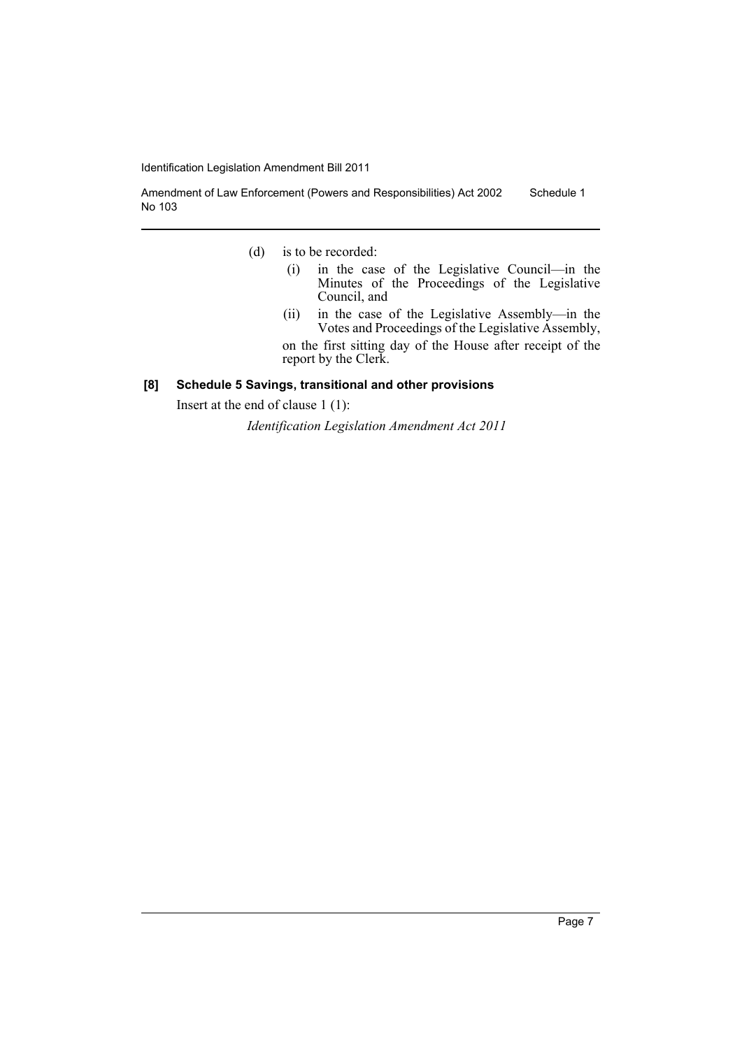(d) is to be recorded:

(i) in the case of the Legislative Council—in the Minutes of the Proceedings of the Legislative Council, and

(ii) in the case of the Legislative Assembly—in the Votes and Proceedings of the Legislative Assembly,

on the first sitting day of the House after receipt of the report by the Clerk.

**[8] Schedule 5 Savings, transitional and other provisions**

Insert at the end of clause 1 (1):

*Identification Legislation Amendment Act 2011*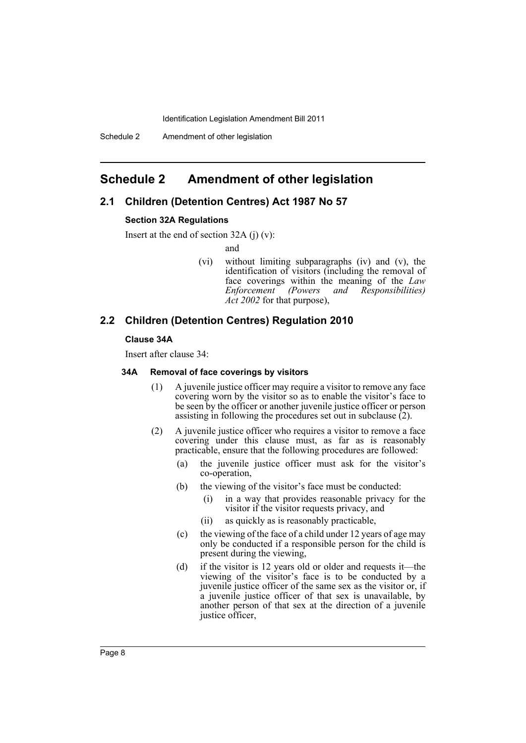# Schedule 2 Amendment of other legislation

## 2.1 Children (Detention Centres) Act 1987 No 57

### Section 32A Regulations

Insert at the end of section 32A (j) (v):

and

(vi) without limiting subparagraphs (iv) and (v), the identification of visitors (including the removal of face coverings within the meaning of the *Law Enforcement (Powers and Responsibilities) Act 2002* for that purpose),

## 2.2 Children (Detention Centres) Regulation 2010

### Clause 34A

Insert after clause 34:

#### 34A Removal of face coverings by visitors

(1) A juvenile justice officer may require a visitor to remove any face covering worn by the visitor so as to enable the visitor's face to be seen by the officer or another juvenile justice officer or person assisting in following the procedures set out in subclause (2).

(2) A juvenile justice officer who requires a visitor to remove a face covering under this clause must, as far as is reasonably practicable, ensure that the following procedures are followed:

(a) the juvenile justice officer must ask for the visitor's co-operation,

(b) the viewing of the visitor's face must be conducted:

(i) in a way that provides reasonable privacy for the visitor if the visitor requests privacy, and

(ii) as quickly as is reasonably practicable,

(c) the viewing of the face of a child under 12 years of age may only be conducted if a responsible person for the child is present during the viewing,

(d) if the visitor is 12 years old or older and requests it—the viewing of the visitor's face is to be conducted by a juvenile justice officer of the same sex as the visitor or, if a juvenile justice officer of that sex is unavailable, by another person of that sex at the direction of a juvenile justice officer,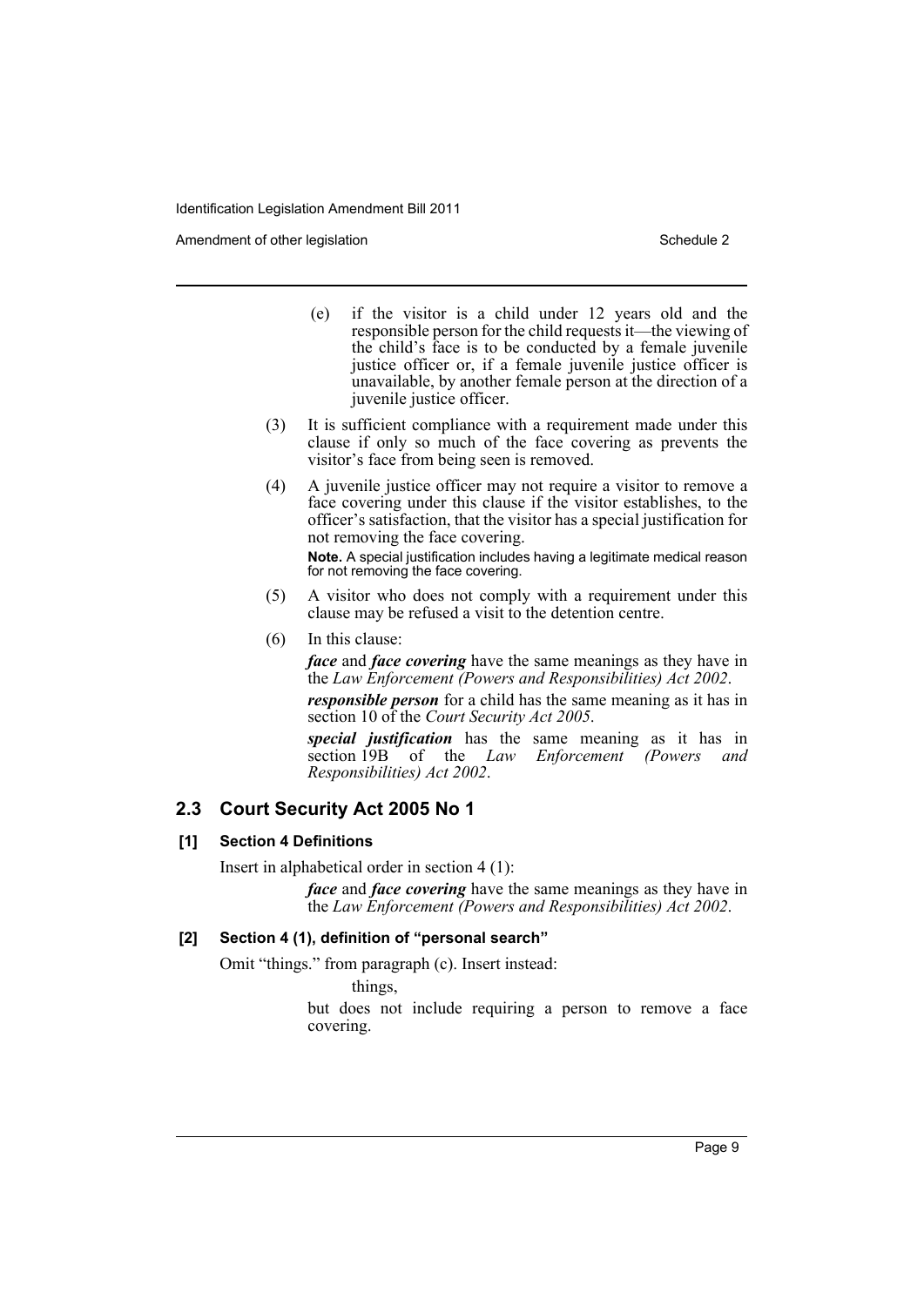(e) if the visitor is a child under 12 years old and the responsible person for the child requests it—the viewing of the child's face is to be conducted by a female juvenile justice officer or, if a female juvenile justice officer is unavailable, by another female person at the direction of a juvenile justice officer.

(3) It is sufficient compliance with a requirement made under this clause if only so much of the face covering as prevents the visitor's face from being seen is removed.

(4) A juvenile justice officer may not require a visitor to remove a face covering under this clause if the visitor establishes, to the officer's satisfaction, that the visitor has a special justification for not removing the face covering.

**Note.** A special justification includes having a legitimate medical reason for not removing the face covering.

(5) A visitor who does not comply with a requirement under this clause may be refused a visit to the detention centre.

(6) In this clause:

***face*** and ***face covering*** have the same meanings as they have in the *Law Enforcement (Powers and Responsibilities) Act 2002*.

***responsible person*** for a child has the same meaning as it has in section 10 of the *Court Security Act 2005*.

***special justification*** has the same meaning as it has in section 19B of the *Law Enforcement (Powers and Responsibilities) Act 2002*.

## 2.3 Court Security Act 2005 No 1

### [1] Section 4 Definitions

Insert in alphabetical order in section 4 (1):

***face*** and ***face covering*** have the same meanings as they have in the *Law Enforcement (Powers and Responsibilities) Act 2002*.

### [2] Section 4 (1), definition of "personal search"

Omit "things." from paragraph (c). Insert instead:

things,

but does not include requiring a person to remove a face covering.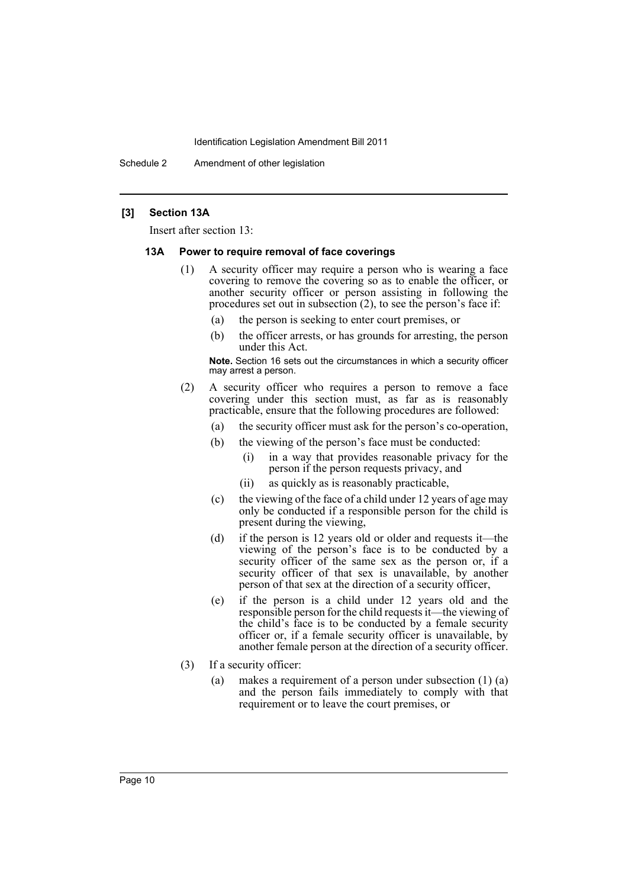**[3] Section 13A**

Insert after section 13:

**13A Power to require removal of face coverings**

(1) A security officer may require a person who is wearing a face covering to remove the covering so as to enable the officer, or another security officer or person assisting in following the procedures set out in subsection (2), to see the person's face if:

- (a) the person is seeking to enter court premises, or
- (b) the officer arrests, or has grounds for arresting, the person under this Act.

**Note.** Section 16 sets out the circumstances in which a security officer may arrest a person.

(2) A security officer who requires a person to remove a face covering under this section must, as far as is reasonably practicable, ensure that the following procedures are followed:

- (a) the security officer must ask for the person's co-operation,
- (b) the viewing of the person's face must be conducted:
  - (i) in a way that provides reasonable privacy for the person if the person requests privacy, and
  - (ii) as quickly as is reasonably practicable,
- (c) the viewing of the face of a child under 12 years of age may only be conducted if a responsible person for the child is present during the viewing,
- (d) if the person is 12 years old or older and requests it—the viewing of the person's face is to be conducted by a security officer of the same sex as the person or, if a security officer of that sex is unavailable, by another person of that sex at the direction of a security officer,
- (e) if the person is a child under 12 years old and the responsible person for the child requests it—the viewing of the child's face is to be conducted by a female security officer or, if a female security officer is unavailable, by another female person at the direction of a security officer.

(3) If a security officer:

- (a) makes a requirement of a person under subsection (1) (a) and the person fails immediately to comply with that requirement or to leave the court premises, or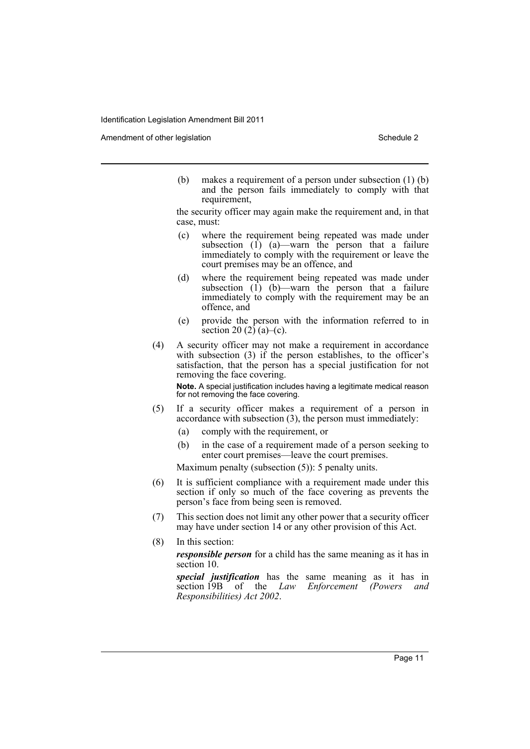(b) makes a requirement of a person under subsection (1) (b) and the person fails immediately to comply with that requirement,

the security officer may again make the requirement and, in that case, must:

(c) where the requirement being repeated was made under subsection (1) (a)—warn the person that a failure immediately to comply with the requirement or leave the court premises may be an offence, and

(d) where the requirement being repeated was made under subsection (1) (b)—warn the person that a failure immediately to comply with the requirement may be an offence, and

(e) provide the person with the information referred to in section 20 (2) (a)–(c).

(4) A security officer may not make a requirement in accordance with subsection (3) if the person establishes, to the officer's satisfaction, that the person has a special justification for not removing the face covering.

**Note.** A special justification includes having a legitimate medical reason for not removing the face covering.

(5) If a security officer makes a requirement of a person in accordance with subsection (3), the person must immediately:

(a) comply with the requirement, or

(b) in the case of a requirement made of a person seeking to enter court premises—leave the court premises.

Maximum penalty (subsection (5)): 5 penalty units.

(6) It is sufficient compliance with a requirement made under this section if only so much of the face covering as prevents the person's face from being seen is removed.

(7) This section does not limit any other power that a security officer may have under section 14 or any other provision of this Act.

(8) In this section:

***responsible person*** for a child has the same meaning as it has in section 10.

***special justification*** has the same meaning as it has in section 19B of the *Law Enforcement (Powers and Responsibilities) Act 2002*.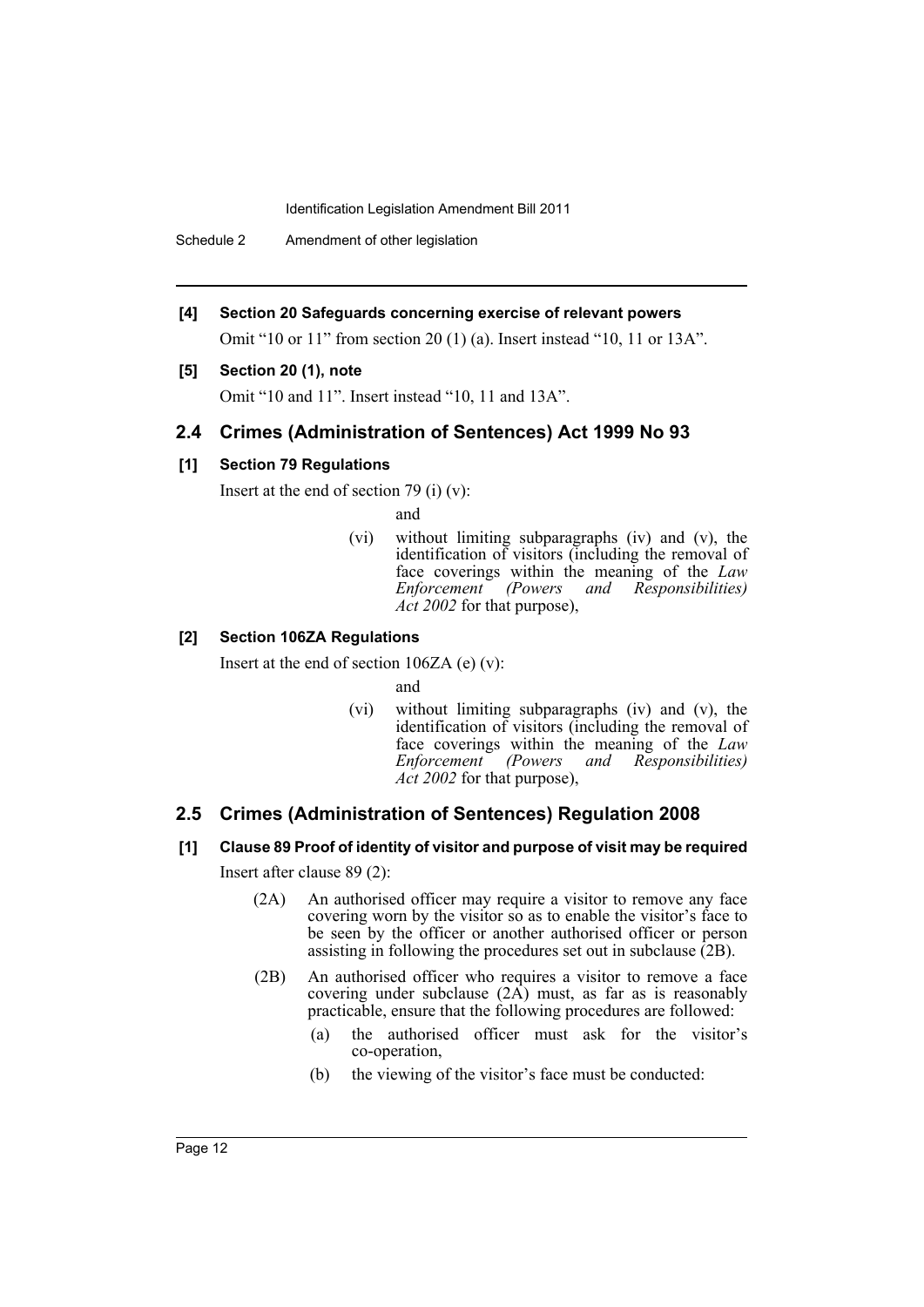**[4] Section 20 Safeguards concerning exercise of relevant powers**

Omit "10 or 11" from section 20 (1) (a). Insert instead "10, 11 or 13A".

**[5] Section 20 (1), note**

Omit "10 and 11". Insert instead "10, 11 and 13A".

## 2.4 Crimes (Administration of Sentences) Act 1999 No 93

**[1] Section 79 Regulations**

Insert at the end of section 79 (i) (v):

and

(vi) without limiting subparagraphs (iv) and (v), the identification of visitors (including the removal of face coverings within the meaning of the *Law Enforcement (Powers and Responsibilities) Act 2002* for that purpose),

**[2] Section 106ZA Regulations**

Insert at the end of section 106ZA (e) (v):

and

(vi) without limiting subparagraphs (iv) and (v), the identification of visitors (including the removal of face coverings within the meaning of the *Law Enforcement (Powers and Responsibilities) Act 2002* for that purpose),

## 2.5 Crimes (Administration of Sentences) Regulation 2008

**[1] Clause 89 Proof of identity of visitor and purpose of visit may be required**

Insert after clause 89 (2):

(2A) An authorised officer may require a visitor to remove any face covering worn by the visitor so as to enable the visitor's face to be seen by the officer or another authorised officer or person assisting in following the procedures set out in subclause (2B).

(2B) An authorised officer who requires a visitor to remove a face covering under subclause (2A) must, as far as is reasonably practicable, ensure that the following procedures are followed:

(a) the authorised officer must ask for the visitor's co-operation,

(b) the viewing of the visitor's face must be conducted: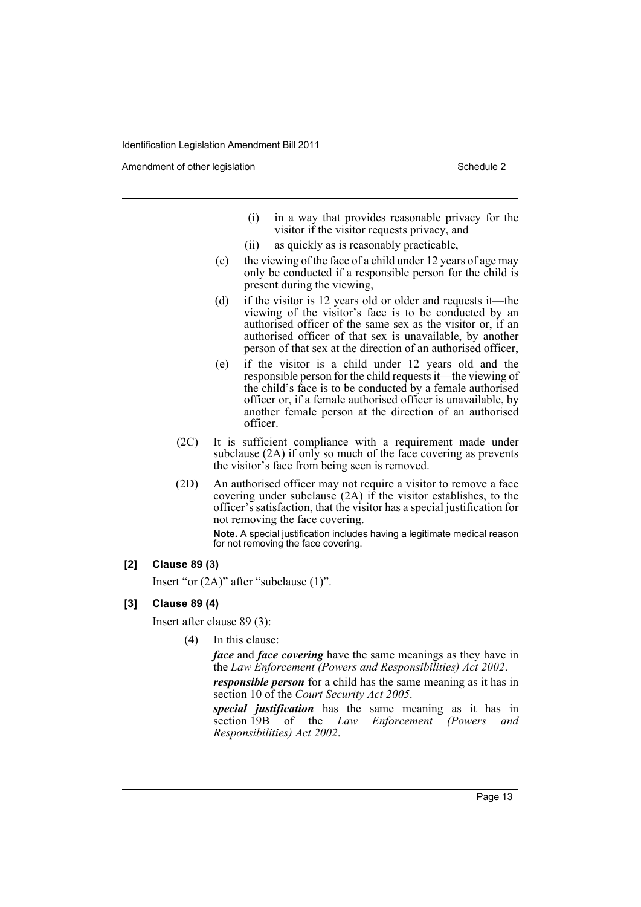(i) in a way that provides reasonable privacy for the visitor if the visitor requests privacy, and

(ii) as quickly as is reasonably practicable,

(c) the viewing of the face of a child under 12 years of age may only be conducted if a responsible person for the child is present during the viewing,

(d) if the visitor is 12 years old or older and requests it—the viewing of the visitor's face is to be conducted by an authorised officer of the same sex as the visitor or, if an authorised officer of that sex is unavailable, by another person of that sex at the direction of an authorised officer,

(e) if the visitor is a child under 12 years old and the responsible person for the child requests it—the viewing of the child's face is to be conducted by a female authorised officer or, if a female authorised officer is unavailable, by another female person at the direction of an authorised officer.

(2C) It is sufficient compliance with a requirement made under subclause (2A) if only so much of the face covering as prevents the visitor's face from being seen is removed.

(2D) An authorised officer may not require a visitor to remove a face covering under subclause (2A) if the visitor establishes, to the officer's satisfaction, that the visitor has a special justification for not removing the face covering.

**Note.** A special justification includes having a legitimate medical reason for not removing the face covering.

**[2] Clause 89 (3)**

Insert "or (2A)" after "subclause (1)".

**[3] Clause 89 (4)**

Insert after clause 89 (3):

(4) In this clause:

***face*** and ***face covering*** have the same meanings as they have in the *Law Enforcement (Powers and Responsibilities) Act 2002*.

***responsible person*** for a child has the same meaning as it has in section 10 of the *Court Security Act 2005*.

***special justification*** has the same meaning as it has in section 19B of the *Law Enforcement (Powers and Responsibilities) Act 2002*.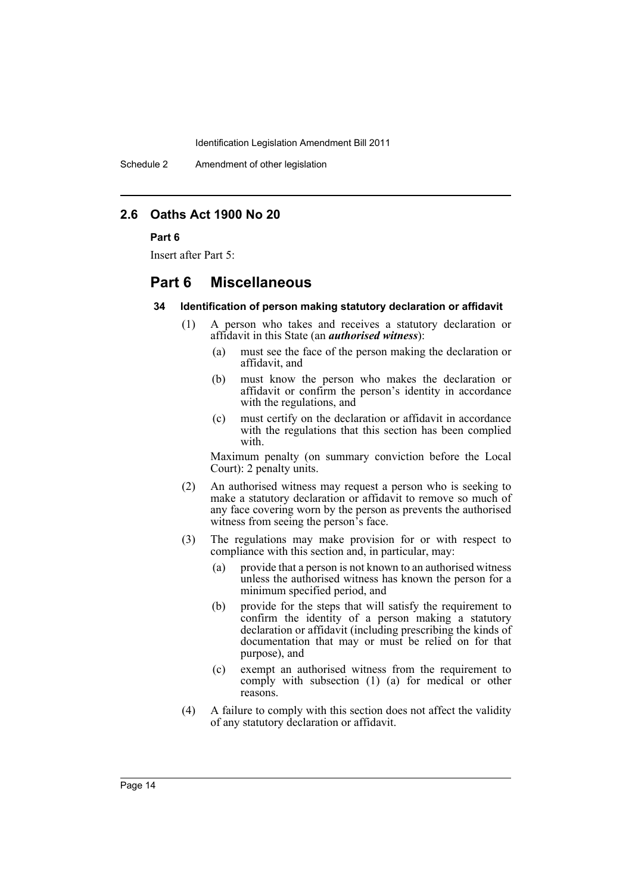## 2.6 Oaths Act 1900 No 20

**Part 6**

Insert after Part 5:

## Part 6 Miscellaneous

#### 34 Identification of person making statutory declaration or affidavit

(1) A person who takes and receives a statutory declaration or affidavit in this State (an ***authorised witness***):

- (a) must see the face of the person making the declaration or affidavit, and
- (b) must know the person who makes the declaration or affidavit or confirm the person's identity in accordance with the regulations, and
- (c) must certify on the declaration or affidavit in accordance with the regulations that this section has been complied with.

Maximum penalty (on summary conviction before the Local Court): 2 penalty units.

(2) An authorised witness may request a person who is seeking to make a statutory declaration or affidavit to remove so much of any face covering worn by the person as prevents the authorised witness from seeing the person's face.

(3) The regulations may make provision for or with respect to compliance with this section and, in particular, may:

- (a) provide that a person is not known to an authorised witness unless the authorised witness has known the person for a minimum specified period, and
- (b) provide for the steps that will satisfy the requirement to confirm the identity of a person making a statutory declaration or affidavit (including prescribing the kinds of documentation that may or must be relied on for that purpose), and
- (c) exempt an authorised witness from the requirement to comply with subsection (1) (a) for medical or other reasons.

(4) A failure to comply with this section does not affect the validity of any statutory declaration or affidavit.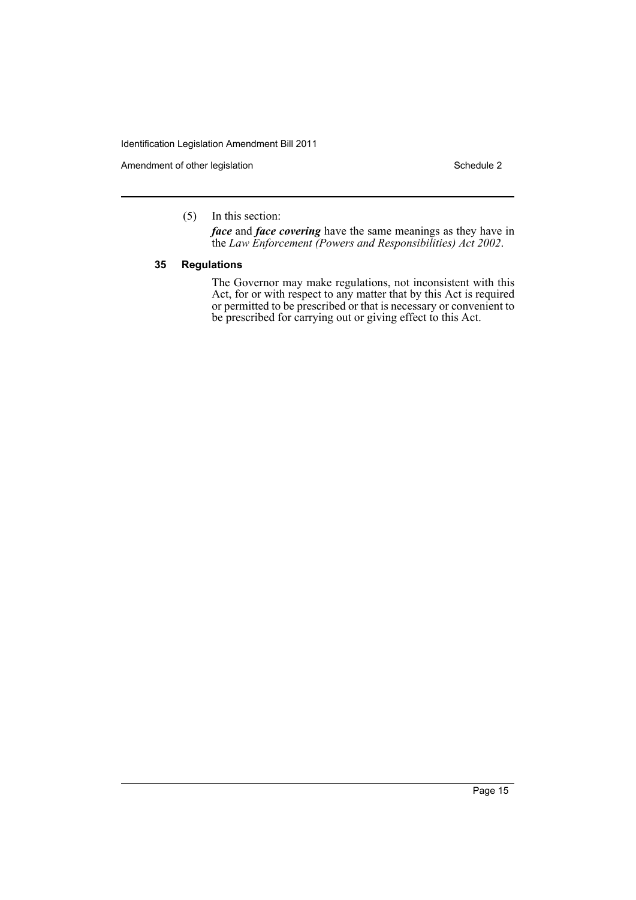(5) In this section:

***face*** and ***face covering*** have the same meanings as they have in the *Law Enforcement (Powers and Responsibilities) Act 2002*.

### 35 Regulations

The Governor may make regulations, not inconsistent with this Act, for or with respect to any matter that by this Act is required or permitted to be prescribed or that is necessary or convenient to be prescribed for carrying out or giving effect to this Act.